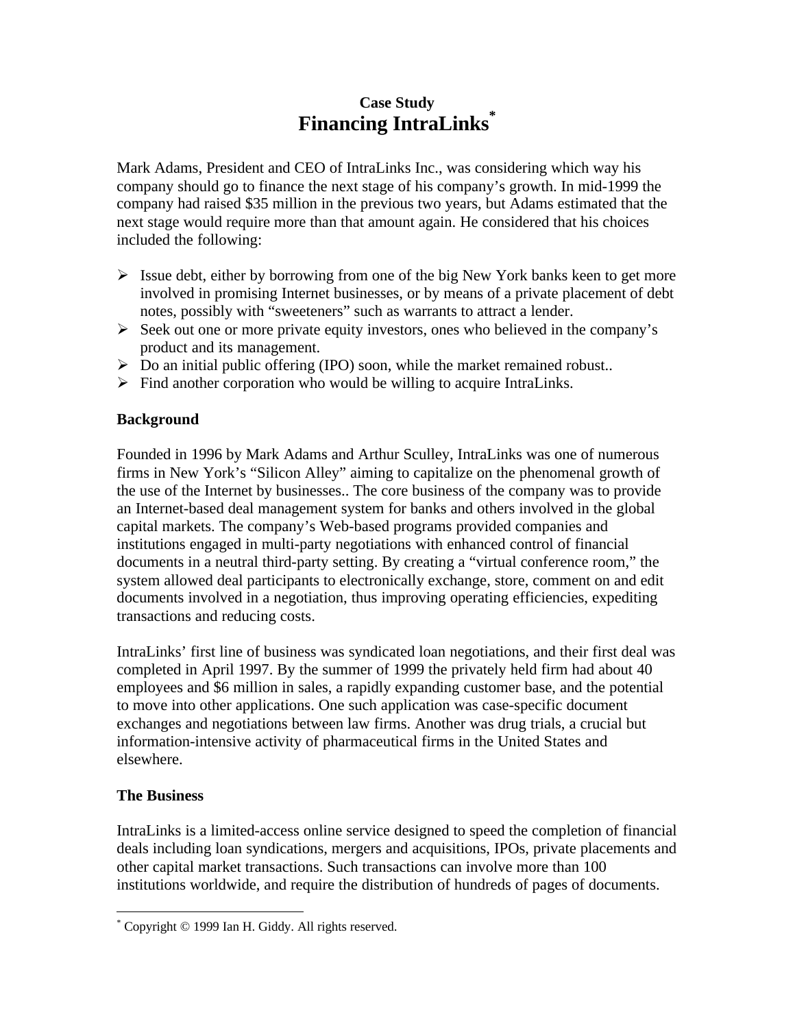**Case Study**

# Financing IntraLinks[*]

Mark Adams, President and CEO of IntraLinks Inc., was considering which way his company should go to finance the next stage of his company's growth. In mid-1999 the company had raised $35 million in the previous two years, but Adams estimated that the next stage would require more than that amount again. He considered that his choices included the following:

- Issue debt, either by borrowing from one of the big New York banks keen to get more involved in promising Internet businesses, or by means of a private placement of debt notes, possibly with "sweeteners" such as warrants to attract a lender.
- Seek out one or more private equity investors, ones who believed in the company's product and its management.
- Do an initial public offering (IPO) soon, while the market remained robust..
- Find another corporation who would be willing to acquire IntraLinks.

## Background

Founded in 1996 by Mark Adams and Arthur Sculley, IntraLinks was one of numerous firms in New York's "Silicon Alley" aiming to capitalize on the phenomenal growth of the use of the Internet by businesses.. The core business of the company was to provide an Internet-based deal management system for banks and others involved in the global capital markets. The company's Web-based programs provided companies and institutions engaged in multi-party negotiations with enhanced control of financial documents in a neutral third-party setting. By creating a "virtual conference room," the system allowed deal participants to electronically exchange, store, comment on and edit documents involved in a negotiation, thus improving operating efficiencies, expediting transactions and reducing costs.

IntraLinks' first line of business was syndicated loan negotiations, and their first deal was completed in April 1997. By the summer of 1999 the privately held firm had about 40 employees and $6 million in sales, a rapidly expanding customer base, and the potential to move into other applications. One such application was case-specific document exchanges and negotiations between law firms. Another was drug trials, a crucial but information-intensive activity of pharmaceutical firms in the United States and elsewhere.

## The Business

IntraLinks is a limited-access online service designed to speed the completion of financial deals including loan syndications, mergers and acquisitions, IPOs, private placements and other capital market transactions. Such transactions can involve more than 100 institutions worldwide, and require the distribution of hundreds of pages of documents.

---

[*] Copyright © 1999 Ian H. Giddy. All rights reserved.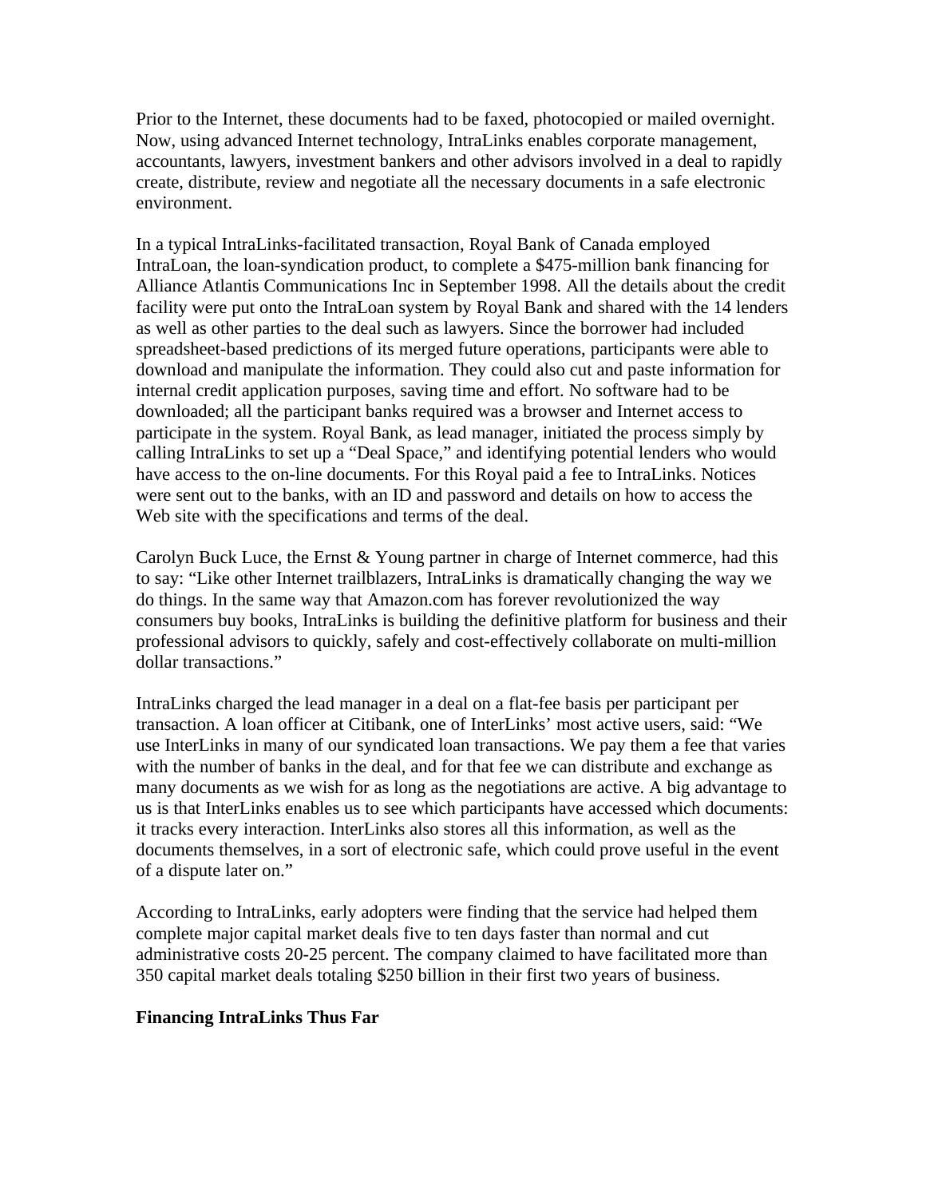Prior to the Internet, these documents had to be faxed, photocopied or mailed overnight. Now, using advanced Internet technology, IntraLinks enables corporate management, accountants, lawyers, investment bankers and other advisors involved in a deal to rapidly create, distribute, review and negotiate all the necessary documents in a safe electronic environment.

In a typical IntraLinks-facilitated transaction, Royal Bank of Canada employed IntraLoan, the loan-syndication product, to complete a $475-million bank financing for Alliance Atlantis Communications Inc in September 1998. All the details about the credit facility were put onto the IntraLoan system by Royal Bank and shared with the 14 lenders as well as other parties to the deal such as lawyers. Since the borrower had included spreadsheet-based predictions of its merged future operations, participants were able to download and manipulate the information. They could also cut and paste information for internal credit application purposes, saving time and effort. No software had to be downloaded; all the participant banks required was a browser and Internet access to participate in the system. Royal Bank, as lead manager, initiated the process simply by calling IntraLinks to set up a "Deal Space," and identifying potential lenders who would have access to the on-line documents. For this Royal paid a fee to IntraLinks. Notices were sent out to the banks, with an ID and password and details on how to access the Web site with the specifications and terms of the deal.

Carolyn Buck Luce, the Ernst & Young partner in charge of Internet commerce, had this to say: "Like other Internet trailblazers, IntraLinks is dramatically changing the way we do things. In the same way that Amazon.com has forever revolutionized the way consumers buy books, IntraLinks is building the definitive platform for business and their professional advisors to quickly, safely and cost-effectively collaborate on multi-million dollar transactions."

IntraLinks charged the lead manager in a deal on a flat-fee basis per participant per transaction. A loan officer at Citibank, one of InterLinks' most active users, said: "We use InterLinks in many of our syndicated loan transactions. We pay them a fee that varies with the number of banks in the deal, and for that fee we can distribute and exchange as many documents as we wish for as long as the negotiations are active. A big advantage to us is that InterLinks enables us to see which participants have accessed which documents: it tracks every interaction. InterLinks also stores all this information, as well as the documents themselves, in a sort of electronic safe, which could prove useful in the event of a dispute later on."

According to IntraLinks, early adopters were finding that the service had helped them complete major capital market deals five to ten days faster than normal and cut administrative costs 20-25 percent. The company claimed to have facilitated more than 350 capital market deals totaling $250 billion in their first two years of business.

**Financing IntraLinks Thus Far**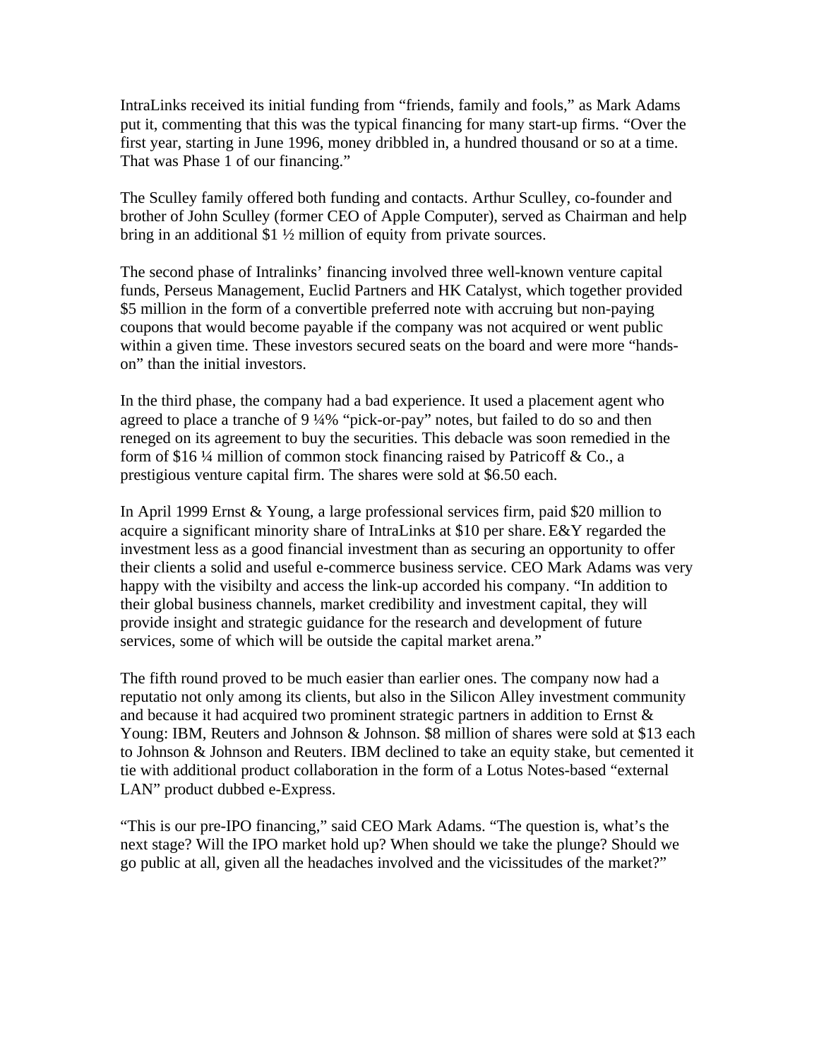IntraLinks received its initial funding from "friends, family and fools," as Mark Adams put it, commenting that this was the typical financing for many start-up firms. "Over the first year, starting in June 1996, money dribbled in, a hundred thousand or so at a time. That was Phase 1 of our financing."

The Sculley family offered both funding and contacts. Arthur Sculley, co-founder and brother of John Sculley (former CEO of Apple Computer), served as Chairman and help bring in an additional $1 ½ million of equity from private sources.

The second phase of Intralinks' financing involved three well-known venture capital funds, Perseus Management, Euclid Partners and HK Catalyst, which together provided $5 million in the form of a convertible preferred note with accruing but non-paying coupons that would become payable if the company was not acquired or went public within a given time. These investors secured seats on the board and were more "hands-on" than the initial investors.

In the third phase, the company had a bad experience. It used a placement agent who agreed to place a tranche of 9 ¼% "pick-or-pay" notes, but failed to do so and then reneged on its agreement to buy the securities. This debacle was soon remedied in the form of $16 ¼ million of common stock financing raised by Patricoff & Co., a prestigious venture capital firm. The shares were sold at $6.50 each.

In April 1999 Ernst & Young, a large professional services firm, paid $20 million to acquire a significant minority share of IntraLinks at $10 per share. E&Y regarded the investment less as a good financial investment than as securing an opportunity to offer their clients a solid and useful e-commerce business service. CEO Mark Adams was very happy with the visibilty and access the link-up accorded his company. "In addition to their global business channels, market credibility and investment capital, they will provide insight and strategic guidance for the research and development of future services, some of which will be outside the capital market arena."

The fifth round proved to be much easier than earlier ones. The company now had a reputatio not only among its clients, but also in the Silicon Alley investment community and because it had acquired two prominent strategic partners in addition to Ernst & Young: IBM, Reuters and Johnson & Johnson. $8 million of shares were sold at $13 each to Johnson & Johnson and Reuters. IBM declined to take an equity stake, but cemented it tie with additional product collaboration in the form of a Lotus Notes-based "external LAN" product dubbed e-Express.

"This is our pre-IPO financing," said CEO Mark Adams. "The question is, what's the next stage? Will the IPO market hold up? When should we take the plunge? Should we go public at all, given all the headaches involved and the vicissitudes of the market?"